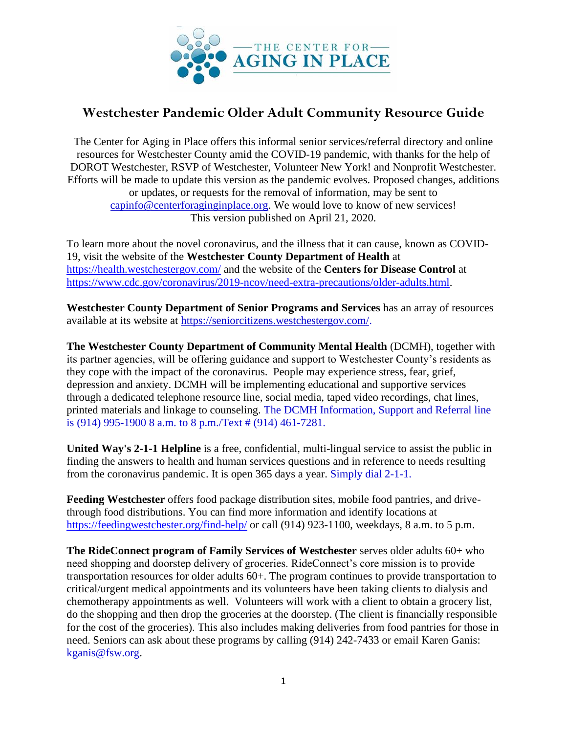THE CENTER FOR AGING IN PLACE

# Westchester Pandemic Older Adult Community Resource Guide

The Center for Aging in Place offers this informal senior services/referral directory and online resources for Westchester County amid the COVID-19 pandemic, with thanks for the help of DOROT Westchester, RSVP of Westchester, Volunteer New York! and Nonprofit Westchester. Efforts will be made to update this version as the pandemic evolves. Proposed changes, additions or updates, or requests for the removal of information, may be sent to capinfo@centerforaginginplace.org. We would love to know of new services! This version published on April 21, 2020.

To learn more about the novel coronavirus, and the illness that it can cause, known as COVID-19, visit the website of the **Westchester County Department of Health** at https://health.westchestergov.com/ and the website of the **Centers for Disease Control** at https://www.cdc.gov/coronavirus/2019-ncov/need-extra-precautions/older-adults.html.

**Westchester County Department of Senior Programs and Services** has an array of resources available at its website at https://seniorcitizens.westchestergov.com/.

**The Westchester County Department of Community Mental Health** (DCMH), together with its partner agencies, will be offering guidance and support to Westchester County's residents as they cope with the impact of the coronavirus. People may experience stress, fear, grief, depression and anxiety. DCMH will be implementing educational and supportive services through a dedicated telephone resource line, social media, taped video recordings, chat lines, printed materials and linkage to counseling. The DCMH Information, Support and Referral line is (914) 995-1900 8 a.m. to 8 p.m./Text # (914) 461-7281.

**United Way's 2-1-1 Helpline** is a free, confidential, multi-lingual service to assist the public in finding the answers to health and human services questions and in reference to needs resulting from the coronavirus pandemic. It is open 365 days a year. Simply dial 2-1-1.

**Feeding Westchester** offers food package distribution sites, mobile food pantries, and drive-through food distributions. You can find more information and identify locations at https://feedingwestchester.org/find-help/ or call (914) 923-1100, weekdays, 8 a.m. to 5 p.m.

**The RideConnect program of Family Services of Westchester** serves older adults 60+ who need shopping and doorstep delivery of groceries. RideConnect's core mission is to provide transportation resources for older adults 60+. The program continues to provide transportation to critical/urgent medical appointments and its volunteers have been taking clients to dialysis and chemotherapy appointments as well. Volunteers will work with a client to obtain a grocery list, do the shopping and then drop the groceries at the doorstep. (The client is financially responsible for the cost of the groceries). This also includes making deliveries from food pantries for those in need. Seniors can ask about these programs by calling (914) 242-7433 or email Karen Ganis: kganis@fsw.org.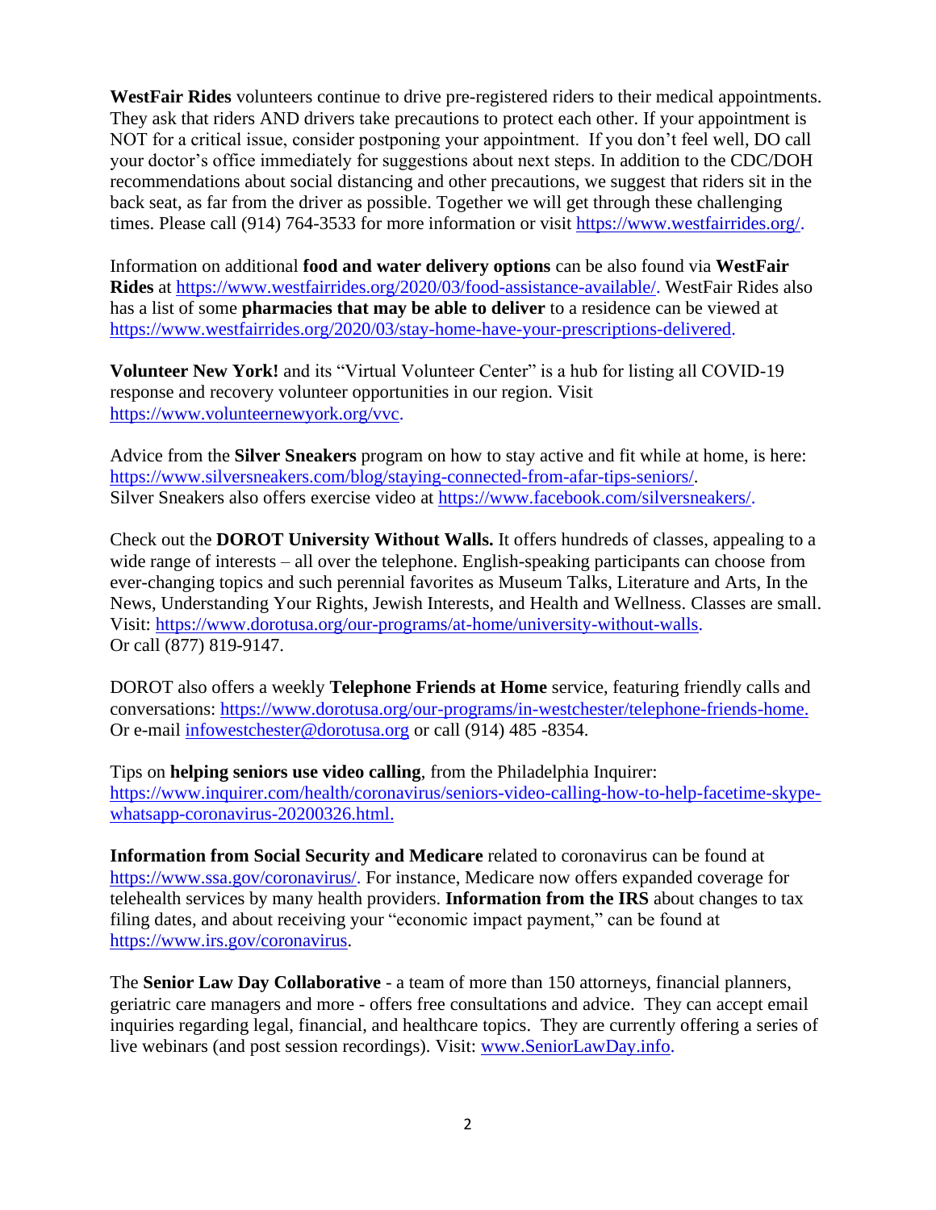**WestFair Rides** volunteers continue to drive pre-registered riders to their medical appointments. They ask that riders AND drivers take precautions to protect each other. If your appointment is NOT for a critical issue, consider postponing your appointment. If you don't feel well, DO call your doctor's office immediately for suggestions about next steps. In addition to the CDC/DOH recommendations about social distancing and other precautions, we suggest that riders sit in the back seat, as far from the driver as possible. Together we will get through these challenging times. Please call (914) 764-3533 for more information or visit https://www.westfairrides.org/.

Information on additional **food and water delivery options** can be also found via **WestFair Rides** at https://www.westfairrides.org/2020/03/food-assistance-available/. WestFair Rides also has a list of some **pharmacies that may be able to deliver** to a residence can be viewed at https://www.westfairrides.org/2020/03/stay-home-have-your-prescriptions-delivered.

**Volunteer New York!** and its "Virtual Volunteer Center" is a hub for listing all COVID-19 response and recovery volunteer opportunities in our region. Visit https://www.volunteernewyork.org/vvc.

Advice from the **Silver Sneakers** program on how to stay active and fit while at home, is here: https://www.silversneakers.com/blog/staying-connected-from-afar-tips-seniors/.
Silver Sneakers also offers exercise video at https://www.facebook.com/silversneakers/.

Check out the **DOROT University Without Walls.** It offers hundreds of classes, appealing to a wide range of interests – all over the telephone. English-speaking participants can choose from ever-changing topics and such perennial favorites as Museum Talks, Literature and Arts, In the News, Understanding Your Rights, Jewish Interests, and Health and Wellness. Classes are small. Visit: https://www.dorotusa.org/our-programs/at-home/university-without-walls.
Or call (877) 819-9147.

DOROT also offers a weekly **Telephone Friends at Home** service, featuring friendly calls and conversations: https://www.dorotusa.org/our-programs/in-westchester/telephone-friends-home.
Or e-mail infowestchester@dorotusa.org or call (914) 485 -8354.

Tips on **helping seniors use video calling**, from the Philadelphia Inquirer: https://www.inquirer.com/health/coronavirus/seniors-video-calling-how-to-help-facetime-skype-whatsapp-coronavirus-20200326.html.

**Information from Social Security and Medicare** related to coronavirus can be found at https://www.ssa.gov/coronavirus/. For instance, Medicare now offers expanded coverage for telehealth services by many health providers. **Information from the IRS** about changes to tax filing dates, and about receiving your "economic impact payment," can be found at https://www.irs.gov/coronavirus.

The **Senior Law Day Collaborative** - a team of more than 150 attorneys, financial planners, geriatric care managers and more - offers free consultations and advice. They can accept email inquiries regarding legal, financial, and healthcare topics. They are currently offering a series of live webinars (and post session recordings). Visit: www.SeniorLawDay.info.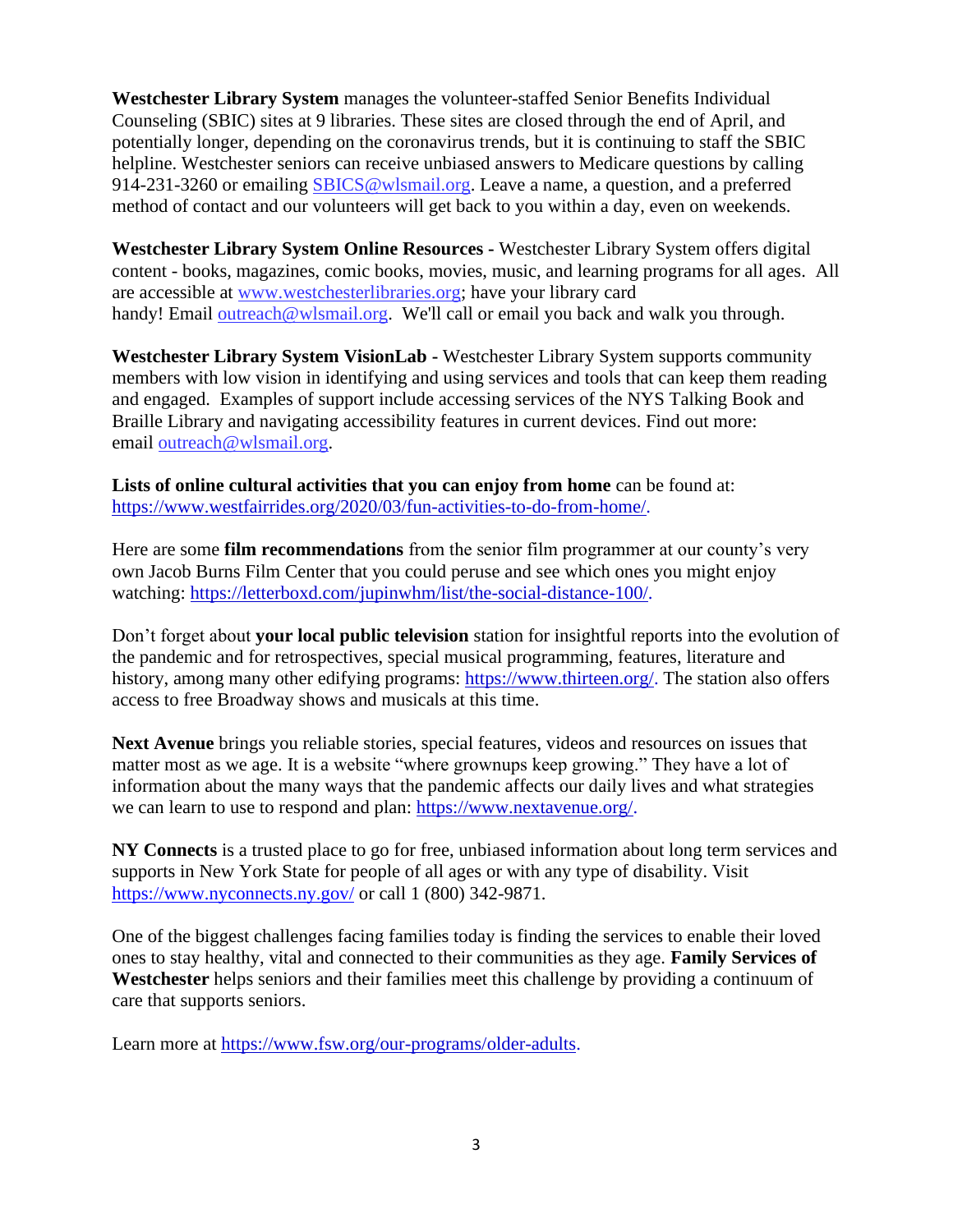**Westchester Library System** manages the volunteer-staffed Senior Benefits Individual Counseling (SBIC) sites at 9 libraries. These sites are closed through the end of April, and potentially longer, depending on the coronavirus trends, but it is continuing to staff the SBIC helpline. Westchester seniors can receive unbiased answers to Medicare questions by calling 914-231-3260 or emailing [SBICS@wlsmail.org](mailto:SBICS@wlsmail.org). Leave a name, a question, and a preferred method of contact and our volunteers will get back to you within a day, even on weekends.

**Westchester Library System Online Resources -** Westchester Library System offers digital content - books, magazines, comic books, movies, music, and learning programs for all ages. All are accessible at [www.westchesterlibraries.org](http://www.westchesterlibraries.org); have your library card handy! Email [outreach@wlsmail.org](mailto:outreach@wlsmail.org). We'll call or email you back and walk you through.

**Westchester Library System VisionLab** - Westchester Library System supports community members with low vision in identifying and using services and tools that can keep them reading and engaged. Examples of support include accessing services of the NYS Talking Book and Braille Library and navigating accessibility features in current devices. Find out more: email [outreach@wlsmail.org](mailto:outreach@wlsmail.org).

**Lists of online cultural activities that you can enjoy from home** can be found at: [https://www.westfairrides.org/2020/03/fun-activities-to-do-from-home/](https://www.westfairrides.org/2020/03/fun-activities-to-do-from-home/).

Here are some **film recommendations** from the senior film programmer at our county's very own Jacob Burns Film Center that you could peruse and see which ones you might enjoy watching: [https://letterboxd.com/jupinwhm/list/the-social-distance-100/](https://letterboxd.com/jupinwhm/list/the-social-distance-100/).

Don't forget about **your local public television** station for insightful reports into the evolution of the pandemic and for retrospectives, special musical programming, features, literature and history, among many other edifying programs: [https://www.thirteen.org/](https://www.thirteen.org/). The station also offers access to free Broadway shows and musicals at this time.

**Next Avenue** brings you reliable stories, special features, videos and resources on issues that matter most as we age. It is a website "where grownups keep growing." They have a lot of information about the many ways that the pandemic affects our daily lives and what strategies we can learn to use to respond and plan: [https://www.nextavenue.org/](https://www.nextavenue.org/).

**NY Connects** is a trusted place to go for free, unbiased information about long term services and supports in New York State for people of all ages or with any type of disability. Visit [https://www.nyconnects.ny.gov/](https://www.nyconnects.ny.gov/) or call 1 (800) 342-9871.

One of the biggest challenges facing families today is finding the services to enable their loved ones to stay healthy, vital and connected to their communities as they age. **Family Services of Westchester** helps seniors and their families meet this challenge by providing a continuum of care that supports seniors.

Learn more at [https://www.fsw.org/our-programs/older-adults](https://www.fsw.org/our-programs/older-adults).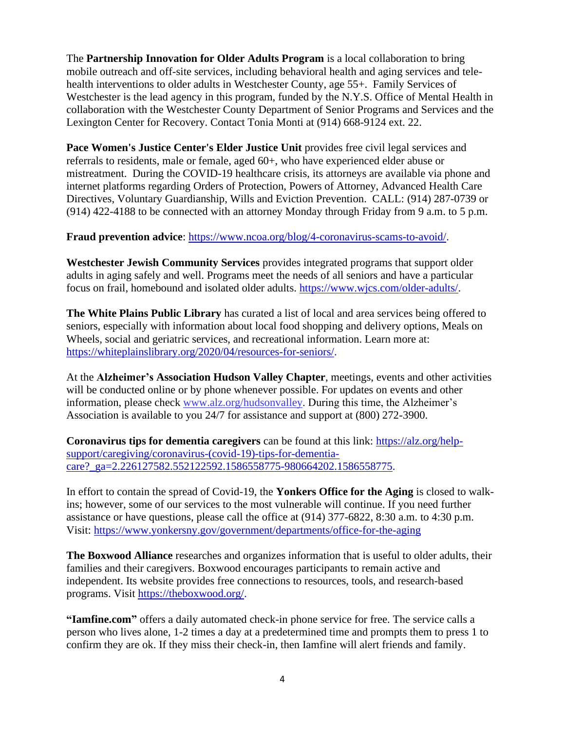The **Partnership Innovation for Older Adults Program** is a local collaboration to bring mobile outreach and off-site services, including behavioral health and aging services and tele-health interventions to older adults in Westchester County, age 55+. Family Services of Westchester is the lead agency in this program, funded by the N.Y.S. Office of Mental Health in collaboration with the Westchester County Department of Senior Programs and Services and the Lexington Center for Recovery. Contact Tonia Monti at (914) 668-9124 ext. 22.

**Pace Women's Justice Center's Elder Justice Unit** provides free civil legal services and referrals to residents, male or female, aged 60+, who have experienced elder abuse or mistreatment. During the COVID-19 healthcare crisis, its attorneys are available via phone and internet platforms regarding Orders of Protection, Powers of Attorney, Advanced Health Care Directives, Voluntary Guardianship, Wills and Eviction Prevention. CALL: (914) 287-0739 or (914) 422-4188 to be connected with an attorney Monday through Friday from 9 a.m. to 5 p.m.

**Fraud prevention advice**: https://www.ncoa.org/blog/4-coronavirus-scams-to-avoid/.

**Westchester Jewish Community Services** provides integrated programs that support older adults in aging safely and well. Programs meet the needs of all seniors and have a particular focus on frail, homebound and isolated older adults. https://www.wjcs.com/older-adults/.

**The White Plains Public Library** has curated a list of local and area services being offered to seniors, especially with information about local food shopping and delivery options, Meals on Wheels, social and geriatric services, and recreational information. Learn more at: https://whiteplainslibrary.org/2020/04/resources-for-seniors/.

At the **Alzheimer's Association Hudson Valley Chapter**, meetings, events and other activities will be conducted online or by phone whenever possible. For updates on events and other information, please check www.alz.org/hudsonvalley. During this time, the Alzheimer's Association is available to you 24/7 for assistance and support at (800) 272-3900.

**Coronavirus tips for dementia caregivers** can be found at this link: https://alz.org/help-support/caregiving/coronavirus-(covid-19)-tips-for-dementia-care?_ga=2.226127582.552122592.1586558775-980664202.1586558775.

In effort to contain the spread of Covid-19, the **Yonkers Office for the Aging** is closed to walk-ins; however, some of our services to the most vulnerable will continue. If you need further assistance or have questions, please call the office at (914) 377-6822, 8:30 a.m. to 4:30 p.m. Visit: https://www.yonkersny.gov/government/departments/office-for-the-aging

**The Boxwood Alliance** researches and organizes information that is useful to older adults, their families and their caregivers. Boxwood encourages participants to remain active and independent. Its website provides free connections to resources, tools, and research-based programs. Visit https://theboxwood.org/.

**"Iamfine.com"** offers a daily automated check-in phone service for free. The service calls a person who lives alone, 1-2 times a day at a predetermined time and prompts them to press 1 to confirm they are ok. If they miss their check-in, then Iamfine will alert friends and family.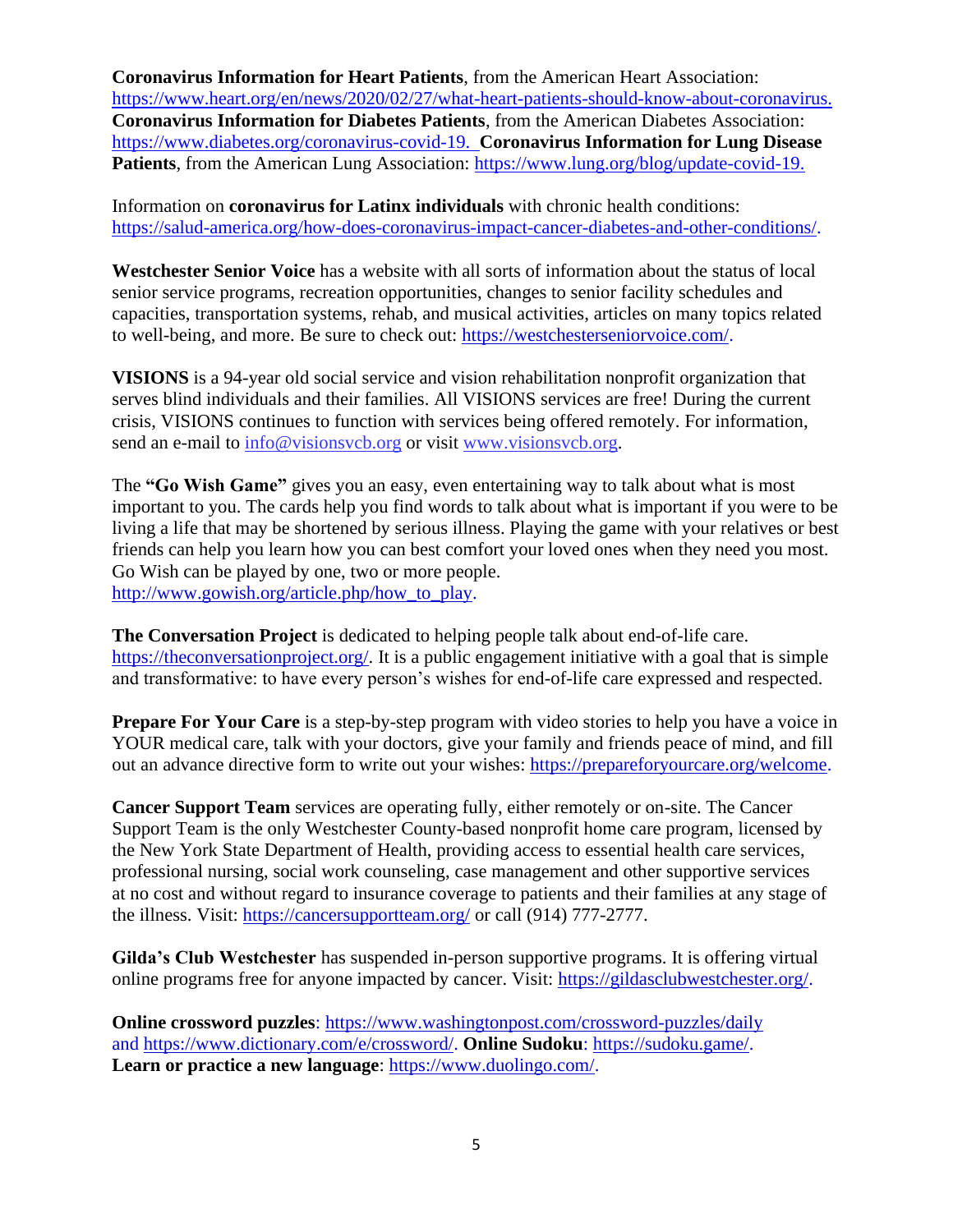**Coronavirus Information for Heart Patients**, from the American Heart Association: https://www.heart.org/en/news/2020/02/27/what-heart-patients-should-know-about-coronavirus. **Coronavirus Information for Diabetes Patients**, from the American Diabetes Association: https://www.diabetes.org/coronavirus-covid-19. **Coronavirus Information for Lung Disease Patients**, from the American Lung Association: https://www.lung.org/blog/update-covid-19.

Information on **coronavirus for Latinx individuals** with chronic health conditions: https://salud-america.org/how-does-coronavirus-impact-cancer-diabetes-and-other-conditions/.

**Westchester Senior Voice** has a website with all sorts of information about the status of local senior service programs, recreation opportunities, changes to senior facility schedules and capacities, transportation systems, rehab, and musical activities, articles on many topics related to well-being, and more. Be sure to check out: https://westchesterseniorvoice.com/.

**VISIONS** is a 94-year old social service and vision rehabilitation nonprofit organization that serves blind individuals and their families. All VISIONS services are free! During the current crisis, VISIONS continues to function with services being offered remotely. For information, send an e-mail to info@visionsvcb.org or visit www.visionsvcb.org.

The **"Go Wish Game"** gives you an easy, even entertaining way to talk about what is most important to you. The cards help you find words to talk about what is important if you were to be living a life that may be shortened by serious illness. Playing the game with your relatives or best friends can help you learn how you can best comfort your loved ones when they need you most. Go Wish can be played by one, two or more people. http://www.gowish.org/article.php/how_to_play.

**The Conversation Project** is dedicated to helping people talk about end-of-life care. https://theconversationproject.org/. It is a public engagement initiative with a goal that is simple and transformative: to have every person's wishes for end-of-life care expressed and respected.

**Prepare For Your Care** is a step-by-step program with video stories to help you have a voice in YOUR medical care, talk with your doctors, give your family and friends peace of mind, and fill out an advance directive form to write out your wishes: https://prepareforyourcare.org/welcome.

**Cancer Support Team** services are operating fully, either remotely or on-site. The Cancer Support Team is the only Westchester County-based nonprofit home care program, licensed by the New York State Department of Health, providing access to essential health care services, professional nursing, social work counseling, case management and other supportive services at no cost and without regard to insurance coverage to patients and their families at any stage of the illness. Visit: https://cancersupportteam.org/ or call (914) 777-2777.

**Gilda's Club Westchester** has suspended in-person supportive programs. It is offering virtual online programs free for anyone impacted by cancer. Visit: https://gildasclubwestchester.org/.

**Online crossword puzzles**: https://www.washingtonpost.com/crossword-puzzles/daily and https://www.dictionary.com/e/crossword/. **Online Sudoku**: https://sudoku.game/. **Learn or practice a new language**: https://www.duolingo.com/.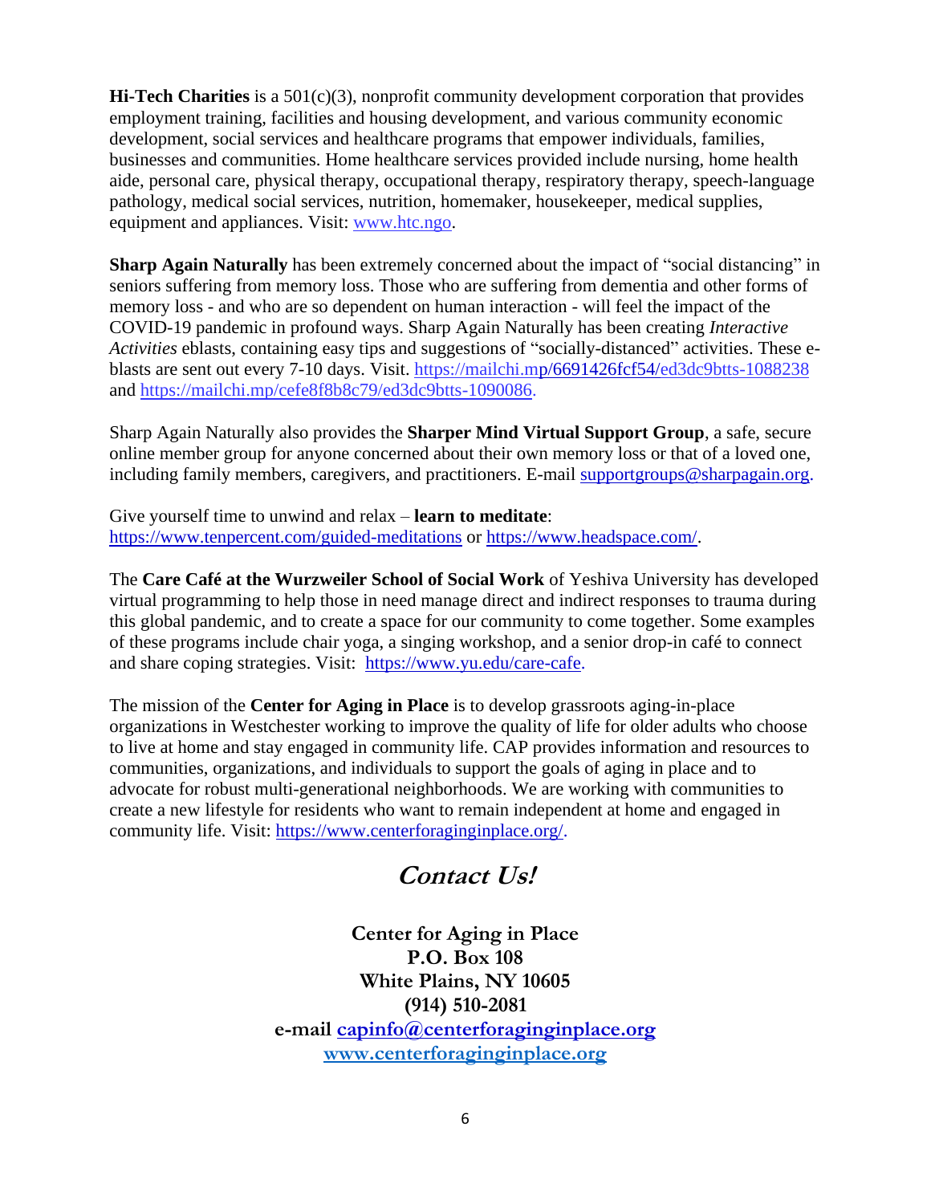**Hi-Tech Charities** is a 501(c)(3), nonprofit community development corporation that provides employment training, facilities and housing development, and various community economic development, social services and healthcare programs that empower individuals, families, businesses and communities. Home healthcare services provided include nursing, home health aide, personal care, physical therapy, occupational therapy, respiratory therapy, speech-language pathology, medical social services, nutrition, homemaker, housekeeper, medical supplies, equipment and appliances. Visit: www.htc.ngo.

**Sharp Again Naturally** has been extremely concerned about the impact of "social distancing" in seniors suffering from memory loss. Those who are suffering from dementia and other forms of memory loss - and who are so dependent on human interaction - will feel the impact of the COVID-19 pandemic in profound ways. Sharp Again Naturally has been creating *Interactive Activities* eblasts, containing easy tips and suggestions of "socially-distanced" activities. These e-blasts are sent out every 7-10 days. Visit. https://mailchi.mp/6691426fcf54/ed3dc9btts-1088238 and https://mailchi.mp/cefe8f8b8c79/ed3dc9btts-1090086.

Sharp Again Naturally also provides the **Sharper Mind Virtual Support Group**, a safe, secure online member group for anyone concerned about their own memory loss or that of a loved one, including family members, caregivers, and practitioners. E-mail supportgroups@sharpagain.org.

Give yourself time to unwind and relax – **learn to meditate**: https://www.tenpercent.com/guided-meditations or https://www.headspace.com/.

The **Care Café at the Wurzweiler School of Social Work** of Yeshiva University has developed virtual programming to help those in need manage direct and indirect responses to trauma during this global pandemic, and to create a space for our community to come together. Some examples of these programs include chair yoga, a singing workshop, and a senior drop-in café to connect and share coping strategies. Visit: https://www.yu.edu/care-cafe.

The mission of the **Center for Aging in Place** is to develop grassroots aging-in-place organizations in Westchester working to improve the quality of life for older adults who choose to live at home and stay engaged in community life. CAP provides information and resources to communities, organizations, and individuals to support the goals of aging in place and to advocate for robust multi-generational neighborhoods. We are working with communities to create a new lifestyle for residents who want to remain independent at home and engaged in community life. Visit: https://www.centerforaginginplace.org/.

## *Contact Us!*

**Center for Aging in Place**
**P.O. Box 108**
**White Plains, NY 10605**
**(914) 510-2081**
**e-mail capinfo@centerforaginginplace.org**
**www.centerforaginginplace.org**